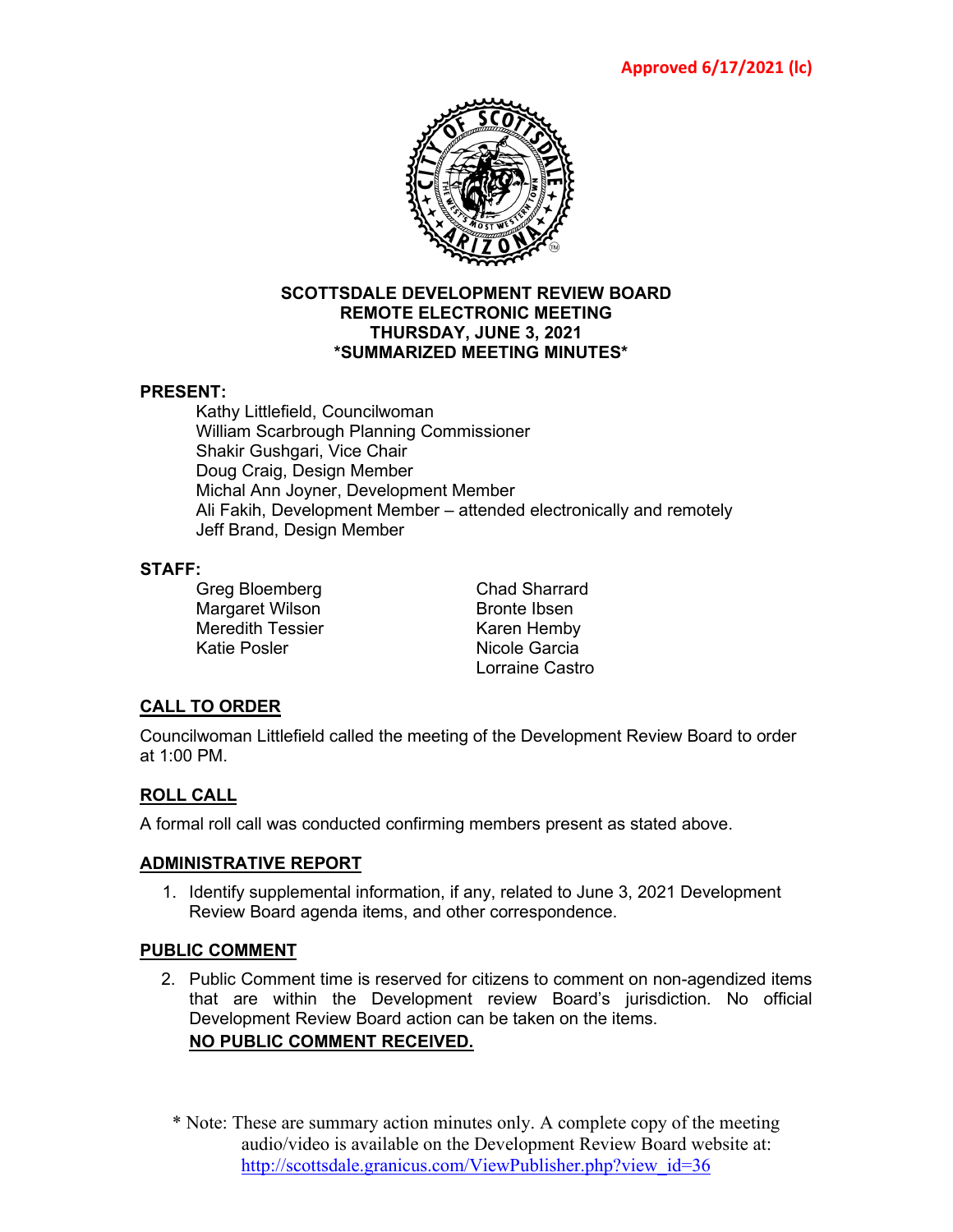**Approved 6/17/2021 (lc)**

# SCOTTSDALE DEVELOPMENT REVIEW BOARD
## REMOTE ELECTRONIC MEETING
## THURSDAY, JUNE 3, 2021
## *SUMMARIZED MEETING MINUTES*

**PRESENT:**

Kathy Littlefield, Councilwoman
William Scarbrough Planning Commissioner
Shakir Gushgari, Vice Chair
Doug Craig, Design Member
Michal Ann Joyner, Development Member
Ali Fakih, Development Member – attended electronically and remotely
Jeff Brand, Design Member

**STAFF:**

Greg Bloemberg
Margaret Wilson
Meredith Tessier
Katie Posler
Chad Sharrard
Bronte Ibsen
Karen Hemby
Nicole Garcia
Lorraine Castro

**CALL TO ORDER**

Councilwoman Littlefield called the meeting of the Development Review Board to order at 1:00 PM.

**ROLL CALL**

A formal roll call was conducted confirming members present as stated above.

**ADMINISTRATIVE REPORT**

1. Identify supplemental information, if any, related to June 3, 2021 Development Review Board agenda items, and other correspondence.

**PUBLIC COMMENT**

2. Public Comment time is reserved for citizens to comment on non-agendized items that are within the Development review Board's jurisdiction. No official Development Review Board action can be taken on the items.
   **NO PUBLIC COMMENT RECEIVED.**

\* Note: These are summary action minutes only. A complete copy of the meeting audio/video is available on the Development Review Board website at: http://scottsdale.granicus.com/ViewPublisher.php?view_id=36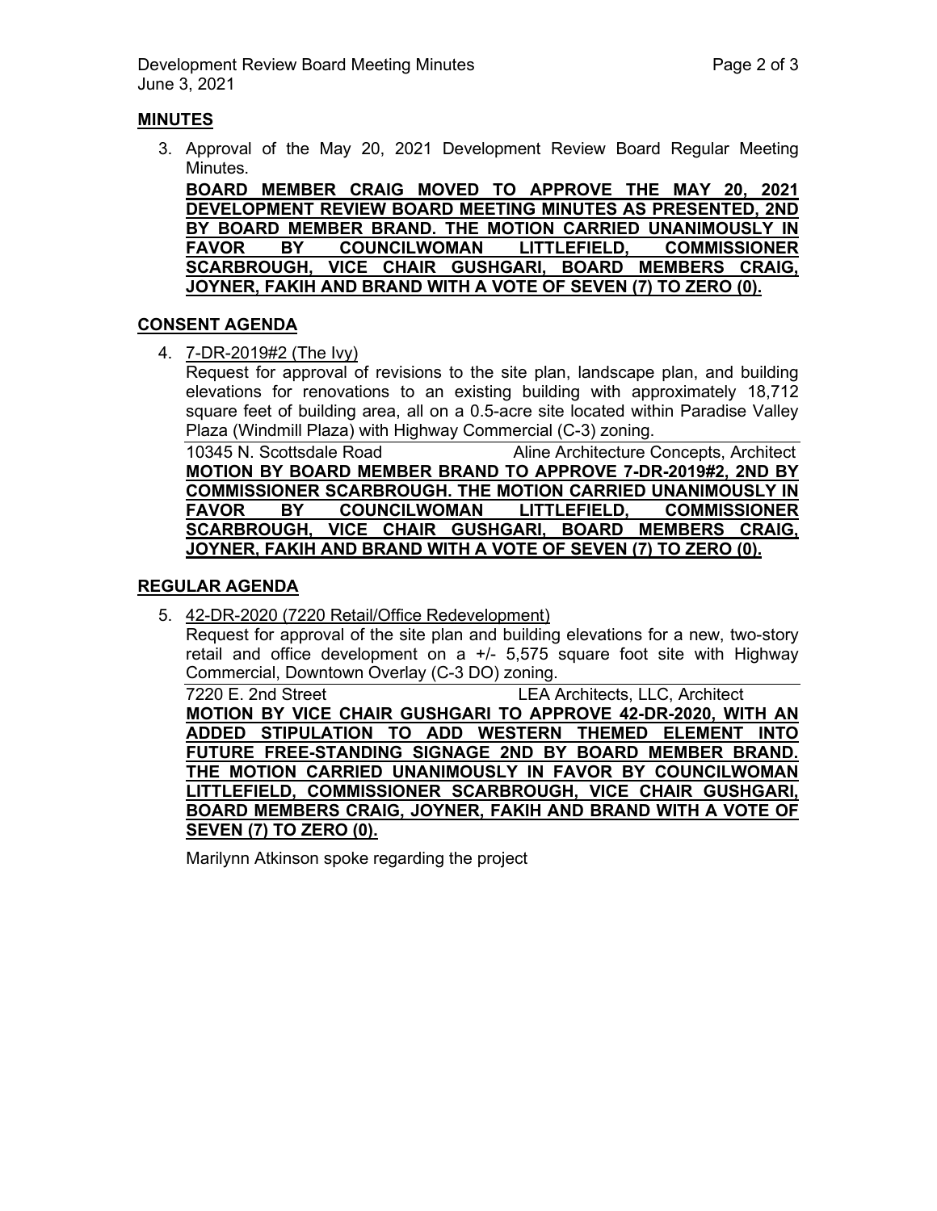## MINUTES

3. Approval of the May 20, 2021 Development Review Board Regular Meeting Minutes.

   **BOARD MEMBER CRAIG MOVED TO APPROVE THE MAY 20, 2021 DEVELOPMENT REVIEW BOARD MEETING MINUTES AS PRESENTED, 2ND BY BOARD MEMBER BRAND. THE MOTION CARRIED UNANIMOUSLY IN FAVOR BY COUNCILWOMAN LITTLEFIELD, COMMISSIONER SCARBROUGH, VICE CHAIR GUSHGARI, BOARD MEMBERS CRAIG, JOYNER, FAKIH AND BRAND WITH A VOTE OF SEVEN (7) TO ZERO (0).**

## CONSENT AGENDA

4. 7-DR-2019#2 (The Ivy)

   Request for approval of revisions to the site plan, landscape plan, and building elevations for renovations to an existing building with approximately 18,712 square feet of building area, all on a 0.5-acre site located within Paradise Valley Plaza (Windmill Plaza) with Highway Commercial (C-3) zoning.

   10345 N. Scottsdale Road — Aline Architecture Concepts, Architect

   **MOTION BY BOARD MEMBER BRAND TO APPROVE 7-DR-2019#2, 2ND BY COMMISSIONER SCARBROUGH. THE MOTION CARRIED UNANIMOUSLY IN FAVOR BY COUNCILWOMAN LITTLEFIELD, COMMISSIONER SCARBROUGH, VICE CHAIR GUSHGARI, BOARD MEMBERS CRAIG, JOYNER, FAKIH AND BRAND WITH A VOTE OF SEVEN (7) TO ZERO (0).**

## REGULAR AGENDA

5. 42-DR-2020 (7220 Retail/Office Redevelopment)

   Request for approval of the site plan and building elevations for a new, two-story retail and office development on a +/- 5,575 square foot site with Highway Commercial, Downtown Overlay (C-3 DO) zoning.

   7220 E. 2nd Street — LEA Architects, LLC, Architect

   **MOTION BY VICE CHAIR GUSHGARI TO APPROVE 42-DR-2020, WITH AN ADDED STIPULATION TO ADD WESTERN THEMED ELEMENT INTO FUTURE FREE-STANDING SIGNAGE 2ND BY BOARD MEMBER BRAND. THE MOTION CARRIED UNANIMOUSLY IN FAVOR BY COUNCILWOMAN LITTLEFIELD, COMMISSIONER SCARBROUGH, VICE CHAIR GUSHGARI, BOARD MEMBERS CRAIG, JOYNER, FAKIH AND BRAND WITH A VOTE OF SEVEN (7) TO ZERO (0).**

   Marilynn Atkinson spoke regarding the project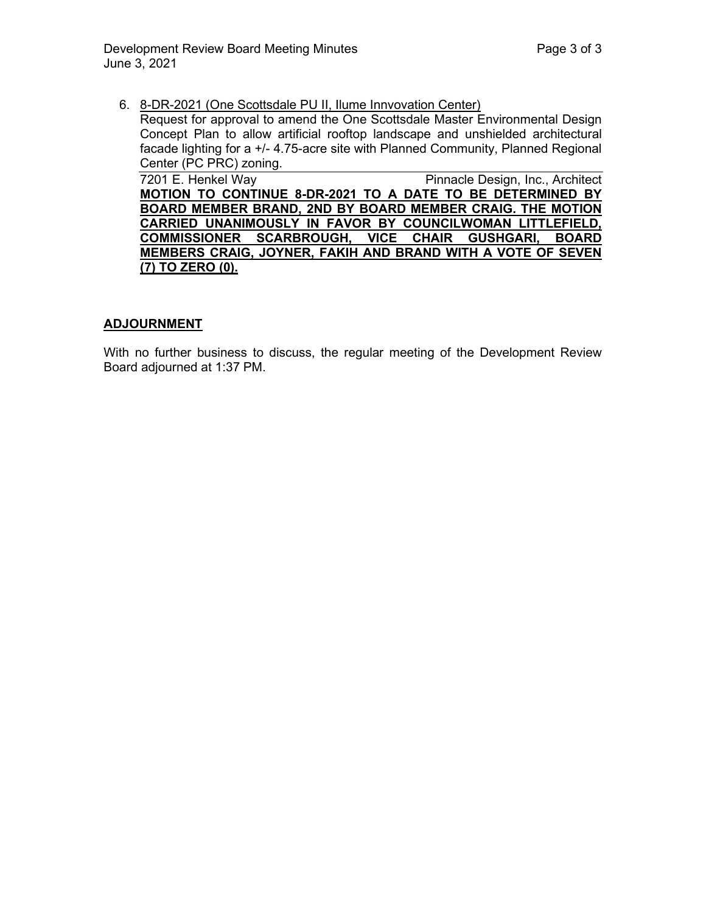6. 8-DR-2021 (One Scottsdale PU II, Ilume Innvovation Center)

   Request for approval to amend the One Scottsdale Master Environmental Design Concept Plan to allow artificial rooftop landscape and unshielded architectural facade lighting for a +/- 4.75-acre site with Planned Community, Planned Regional Center (PC PRC) zoning.

   7201 E. Henkel Way — Pinnacle Design, Inc., Architect

   **MOTION TO CONTINUE 8-DR-2021 TO A DATE TO BE DETERMINED BY BOARD MEMBER BRAND, 2ND BY BOARD MEMBER CRAIG. THE MOTION CARRIED UNANIMOUSLY IN FAVOR BY COUNCILWOMAN LITTLEFIELD, COMMISSIONER SCARBROUGH, VICE CHAIR GUSHGARI, BOARD MEMBERS CRAIG, JOYNER, FAKIH AND BRAND WITH A VOTE OF SEVEN (7) TO ZERO (0).**

## ADJOURNMENT

With no further business to discuss, the regular meeting of the Development Review Board adjourned at 1:37 PM.